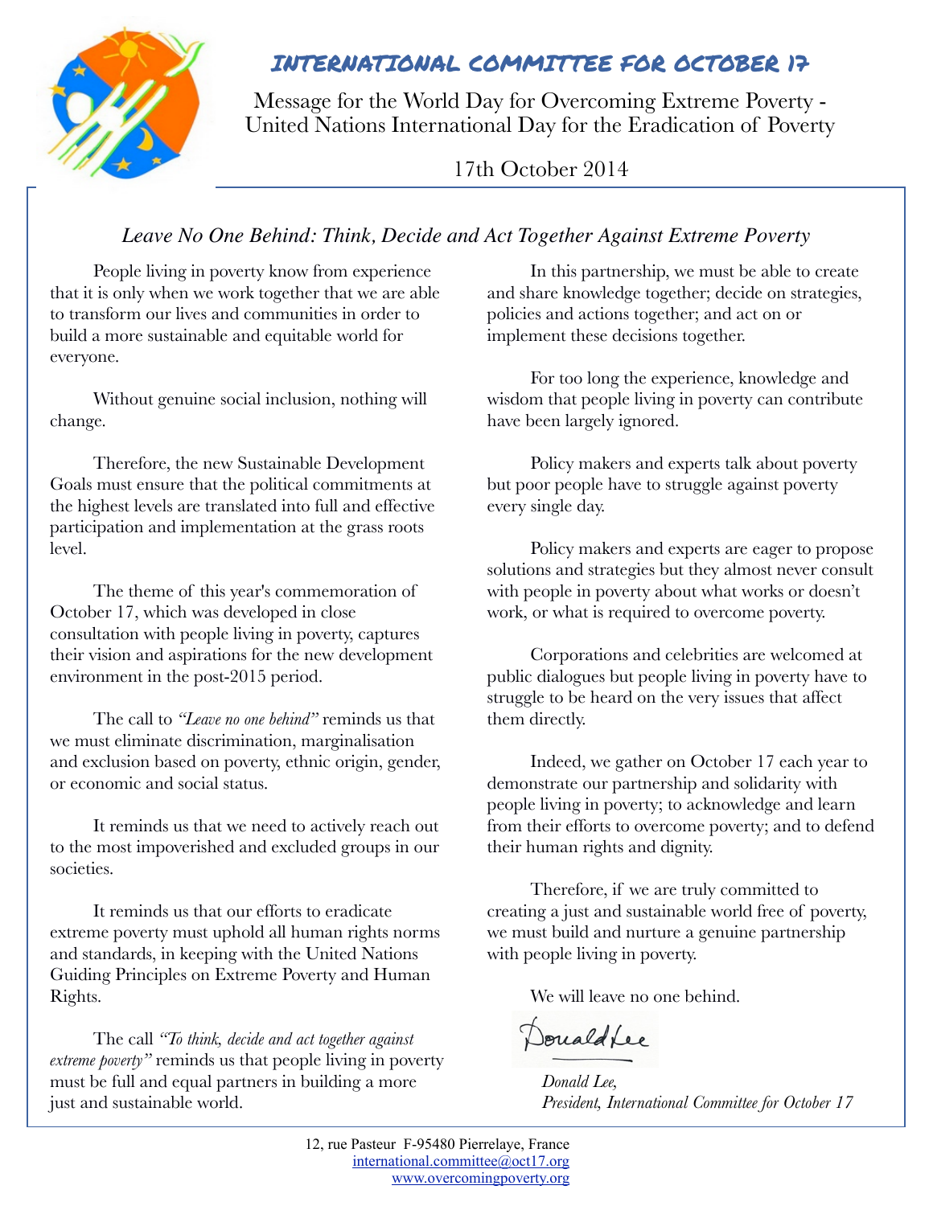# INTERNATIONAL COMMITTEE FOR OCTOBER 17

Message for the World Day for Overcoming Extreme Poverty - United Nations International Day for the Eradication of Poverty

17th October 2014

## *Leave No One Behind: Think, Decide and Act Together Against Extreme Poverty*

People living in poverty know from experience that it is only when we work together that we are able to transform our lives and communities in order to build a more sustainable and equitable world for everyone.

Without genuine social inclusion, nothing will change.

Therefore, the new Sustainable Development Goals must ensure that the political commitments at the highest levels are translated into full and effective participation and implementation at the grass roots level.

The theme of this year's commemoration of October 17, which was developed in close consultation with people living in poverty, captures their vision and aspirations for the new development environment in the post-2015 period.

The call to *"Leave no one behind"* reminds us that we must eliminate discrimination, marginalisation and exclusion based on poverty, ethnic origin, gender, or economic and social status.

It reminds us that we need to actively reach out to the most impoverished and excluded groups in our societies.

It reminds us that our efforts to eradicate extreme poverty must uphold all human rights norms and standards, in keeping with the United Nations Guiding Principles on Extreme Poverty and Human Rights.

The call *"To think, decide and act together against extreme poverty"* reminds us that people living in poverty must be full and equal partners in building a more just and sustainable world.

In this partnership, we must be able to create and share knowledge together; decide on strategies, policies and actions together; and act on or implement these decisions together.

For too long the experience, knowledge and wisdom that people living in poverty can contribute have been largely ignored.

Policy makers and experts talk about poverty but poor people have to struggle against poverty every single day.

Policy makers and experts are eager to propose solutions and strategies but they almost never consult with people in poverty about what works or doesn't work, or what is required to overcome poverty.

Corporations and celebrities are welcomed at public dialogues but people living in poverty have to struggle to be heard on the very issues that affect them directly.

Indeed, we gather on October 17 each year to demonstrate our partnership and solidarity with people living in poverty; to acknowledge and learn from their efforts to overcome poverty; and to defend their human rights and dignity.

Therefore, if we are truly committed to creating a just and sustainable world free of poverty, we must build and nurture a genuine partnership with people living in poverty.

We will leave no one behind.

Donald Lee

*Donald Lee,*
*President, International Committee for October 17*

12, rue Pasteur F-95480 Pierrelaye, France
international.committee@oct17.org
www.overcomingpoverty.org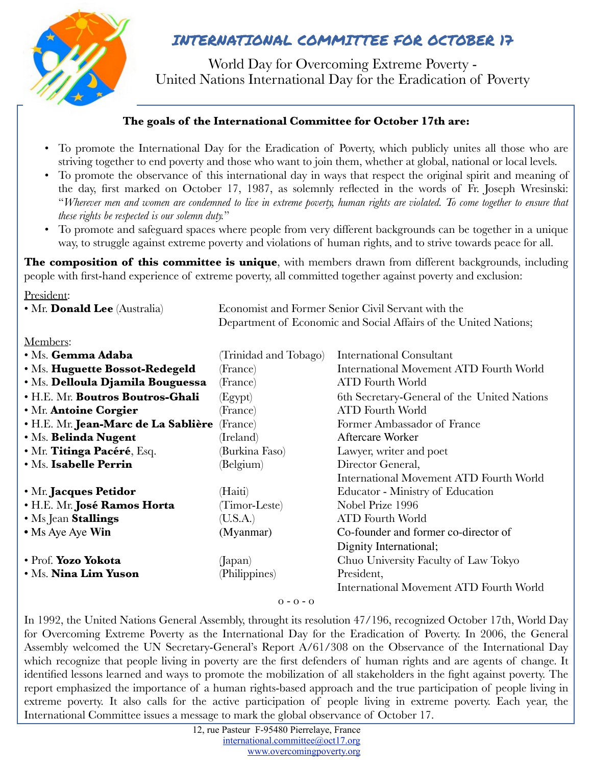# INTERNATIONAL COMMITTEE FOR OCTOBER 17

World Day for Overcoming Extreme Poverty -
United Nations International Day for the Eradication of Poverty

**The goals of the International Committee for October 17th are:**

- To promote the International Day for the Eradication of Poverty, which publicly unites all those who are striving together to end poverty and those who want to join them, whether at global, national or local levels.
- To promote the observance of this international day in ways that respect the original spirit and meaning of the day, first marked on October 17, 1987, as solemnly reflected in the words of Fr. Joseph Wresinski: "*Wherever men and women are condemned to live in extreme poverty, human rights are violated. To come together to ensure that these rights be respected is our solemn duty.*"
- To promote and safeguard spaces where people from very different backgrounds can be together in a unique way, to struggle against extreme poverty and violations of human rights, and to strive towards peace for all.

**The composition of this committee is unique**, with members drawn from different backgrounds, including people with first-hand experience of extreme poverty, all committed together against poverty and exclusion:

President:

| | | |
|---|---|---|
| • Mr. **Donald Lee** (Australia) | | Economist and Former Senior Civil Servant with the Department of Economic and Social Affairs of the United Nations; |

Members:

| | | |
|---|---|---|
| • Ms. **Gemma Adaba** | (Trinidad and Tobago) | International Consultant |
| • Ms. **Huguette Bossot-Redegeld** | (France) | International Movement ATD Fourth World |
| • Ms. **Delloula Djamila Bouguessa** | (France) | ATD Fourth World |
| • H.E. Mr. **Boutros Boutros-Ghali** | (Egypt) | 6th Secretary-General of the United Nations |
| • Mr. **Antoine Corgier** | (France) | ATD Fourth World |
| • H.E. Mr. **Jean-Marc de La Sablière** | (France) | Former Ambassador of France |
| • Ms. **Belinda Nugent** | (Ireland) | Aftercare Worker |
| • Mr. **Titinga Pacéré**, Esq. | (Burkina Faso) | Lawyer, writer and poet |
| • Ms. **Isabelle Perrin** | (Belgium) | Director General, International Movement ATD Fourth World |
| • Mr. **Jacques Petidor** | (Haiti) | Educator - Ministry of Education |
| • H.E. Mr. **José Ramos Horta** | (Timor-Leste) | Nobel Prize 1996 |
| • Ms Jean **Stallings** | (U.S.A.) | ATD Fourth World |
| • Ms Aye Aye **Win** | (Myanmar) | Co-founder and former co-director of Dignity International; |
| • Prof. **Yozo Yokota** | (Japan) | Chuo University Faculty of Law Tokyo |
| • Ms. **Nina Lim Yuson** | (Philippines) | President, International Movement ATD Fourth World |

o - o - o

In 1992, the United Nations General Assembly, throught its resolution 47/196, recognized October 17th, World Day for Overcoming Extreme Poverty as the International Day for the Eradication of Poverty. In 2006, the General Assembly welcomed the UN Secretary-General's Report A/61/308 on the Observance of the International Day which recognize that people living in poverty are the first defenders of human rights and are agents of change. It identified lessons learned and ways to promote the mobilization of all stakeholders in the fight against poverty. The report emphasized the importance of a human rights-based approach and the true participation of people living in extreme poverty. It also calls for the active participation of people living in extreme poverty. Each year, the International Committee issues a message to mark the global observance of October 17.

12, rue Pasteur F-95480 Pierrelaye, France
international.committee@oct17.org
www.overcomingpoverty.org